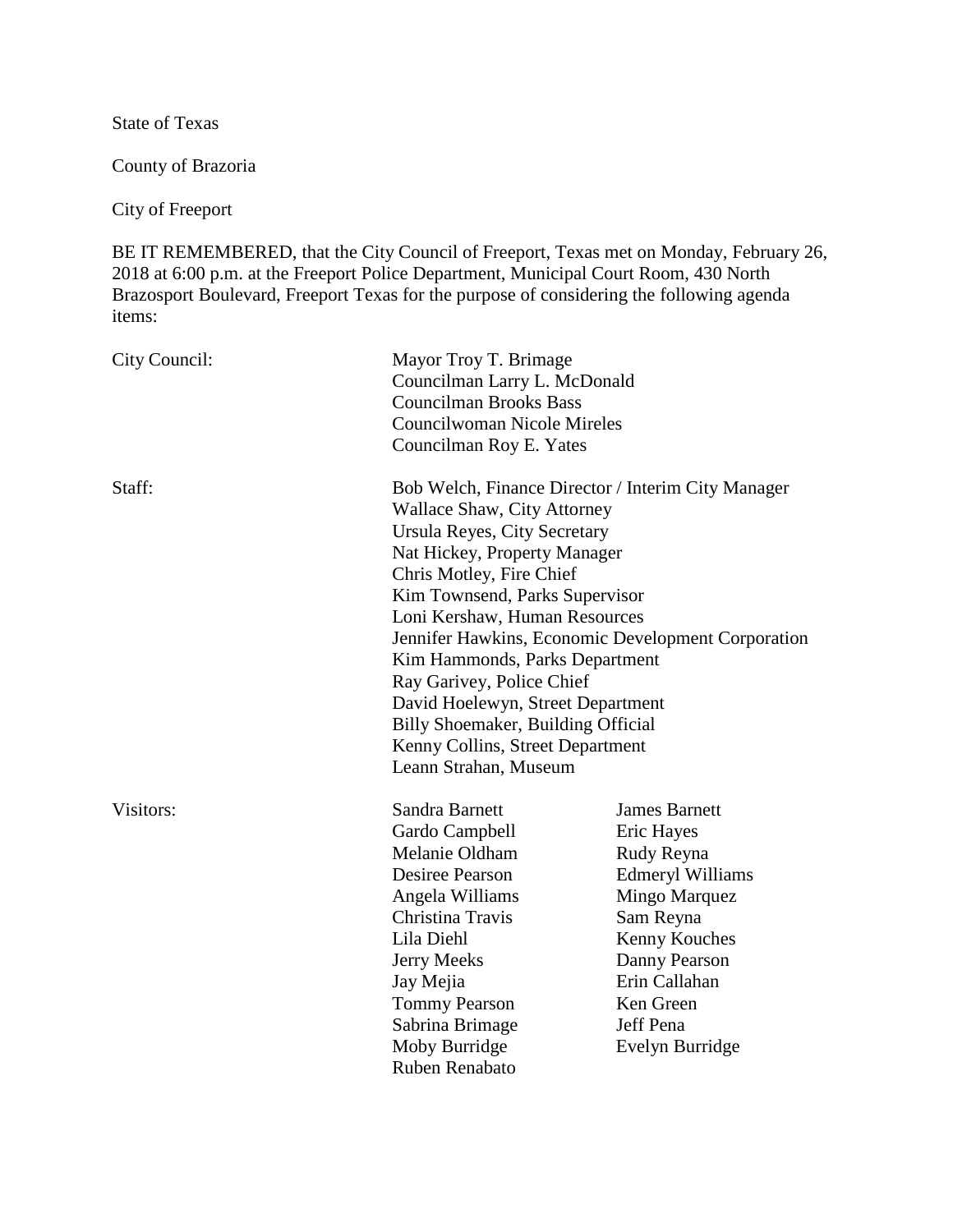State of Texas

County of Brazoria

City of Freeport

BE IT REMEMBERED, that the City Council of Freeport, Texas met on Monday, February 26, 2018 at 6:00 p.m. at the Freeport Police Department, Municipal Court Room, 430 North Brazosport Boulevard, Freeport Texas for the purpose of considering the following agenda items:

City Council:

Mayor Troy T. Brimage
Councilman Larry L. McDonald
Councilman Brooks Bass
Councilwoman Nicole Mireles
Councilman Roy E. Yates

Staff:

Bob Welch, Finance Director / Interim City Manager
Wallace Shaw, City Attorney
Ursula Reyes, City Secretary
Nat Hickey, Property Manager
Chris Motley, Fire Chief
Kim Townsend, Parks Supervisor
Loni Kershaw, Human Resources
Jennifer Hawkins, Economic Development Corporation
Kim Hammonds, Parks Department
Ray Garivey, Police Chief
David Hoelewyn, Street Department
Billy Shoemaker, Building Official
Kenny Collins, Street Department
Leann Strahan, Museum

Visitors:

Sandra Barnett
James Barnett
Gardo Campbell
Eric Hayes
Melanie Oldham
Rudy Reyna
Desiree Pearson
Edmeryl Williams
Angela Williams
Mingo Marquez
Christina Travis
Sam Reyna
Lila Diehl
Kenny Kouches
Jerry Meeks
Danny Pearson
Jay Mejia
Erin Callahan
Tommy Pearson
Ken Green
Sabrina Brimage
Jeff Pena
Moby Burridge
Evelyn Burridge
Ruben Renabato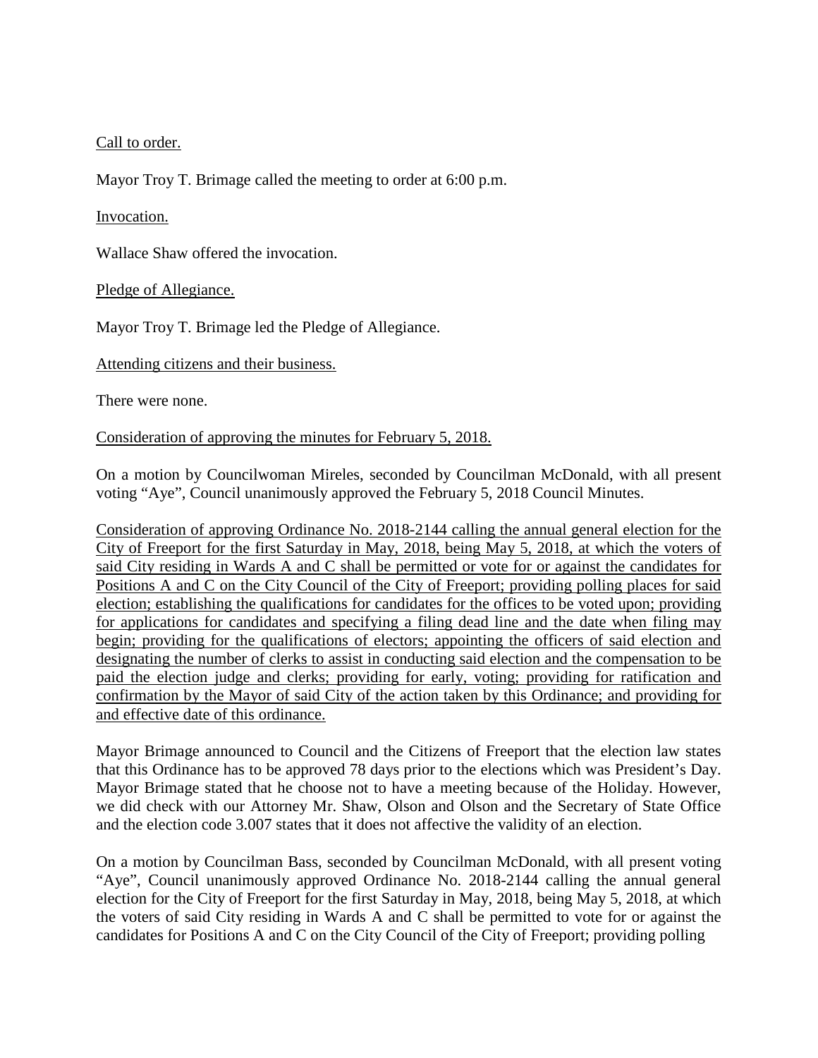Call to order.

Mayor Troy T. Brimage called the meeting to order at 6:00 p.m.

Invocation.

Wallace Shaw offered the invocation.

Pledge of Allegiance.

Mayor Troy T. Brimage led the Pledge of Allegiance.

Attending citizens and their business.

There were none.

Consideration of approving the minutes for February 5, 2018.

On a motion by Councilwoman Mireles, seconded by Councilman McDonald, with all present voting "Aye", Council unanimously approved the February 5, 2018 Council Minutes.

Consideration of approving Ordinance No. 2018-2144 calling the annual general election for the City of Freeport for the first Saturday in May, 2018, being May 5, 2018, at which the voters of said City residing in Wards A and C shall be permitted or vote for or against the candidates for Positions A and C on the City Council of the City of Freeport; providing polling places for said election; establishing the qualifications for candidates for the offices to be voted upon; providing for applications for candidates and specifying a filing dead line and the date when filing may begin; providing for the qualifications of electors; appointing the officers of said election and designating the number of clerks to assist in conducting said election and the compensation to be paid the election judge and clerks; providing for early, voting; providing for ratification and confirmation by the Mayor of said City of the action taken by this Ordinance; and providing for and effective date of this ordinance.

Mayor Brimage announced to Council and the Citizens of Freeport that the election law states that this Ordinance has to be approved 78 days prior to the elections which was President's Day. Mayor Brimage stated that he choose not to have a meeting because of the Holiday. However, we did check with our Attorney Mr. Shaw, Olson and Olson and the Secretary of State Office and the election code 3.007 states that it does not affective the validity of an election.

On a motion by Councilman Bass, seconded by Councilman McDonald, with all present voting "Aye", Council unanimously approved Ordinance No. 2018-2144 calling the annual general election for the City of Freeport for the first Saturday in May, 2018, being May 5, 2018, at which the voters of said City residing in Wards A and C shall be permitted to vote for or against the candidates for Positions A and C on the City Council of the City of Freeport; providing polling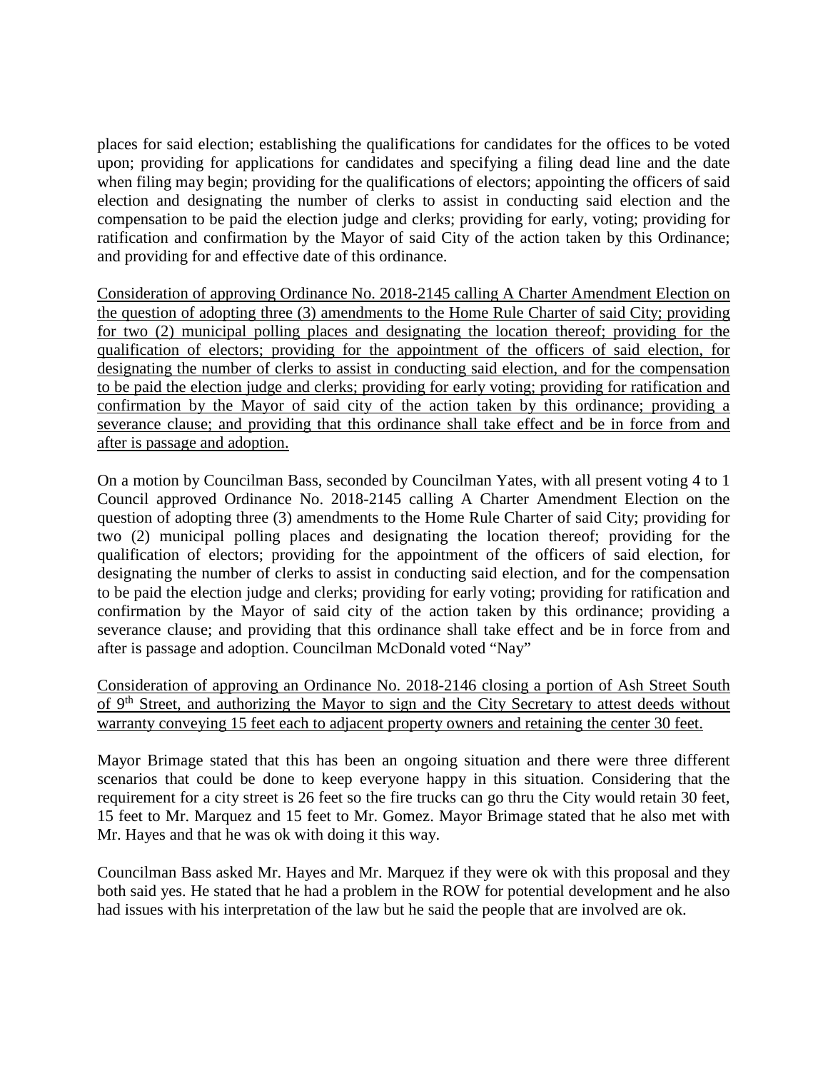places for said election; establishing the qualifications for candidates for the offices to be voted upon; providing for applications for candidates and specifying a filing dead line and the date when filing may begin; providing for the qualifications of electors; appointing the officers of said election and designating the number of clerks to assist in conducting said election and the compensation to be paid the election judge and clerks; providing for early, voting; providing for ratification and confirmation by the Mayor of said City of the action taken by this Ordinance; and providing for and effective date of this ordinance.

<u>Consideration of approving Ordinance No. 2018-2145 calling A Charter Amendment Election on the question of adopting three (3) amendments to the Home Rule Charter of said City; providing for two (2) municipal polling places and designating the location thereof; providing for the qualification of electors; providing for the appointment of the officers of said election, for designating the number of clerks to assist in conducting said election, and for the compensation to be paid the election judge and clerks; providing for early voting; providing for ratification and confirmation by the Mayor of said city of the action taken by this ordinance; providing a severance clause; and providing that this ordinance shall take effect and be in force from and after is passage and adoption.</u>

On a motion by Councilman Bass, seconded by Councilman Yates, with all present voting 4 to 1 Council approved Ordinance No. 2018-2145 calling A Charter Amendment Election on the question of adopting three (3) amendments to the Home Rule Charter of said City; providing for two (2) municipal polling places and designating the location thereof; providing for the qualification of electors; providing for the appointment of the officers of said election, for designating the number of clerks to assist in conducting said election, and for the compensation to be paid the election judge and clerks; providing for early voting; providing for ratification and confirmation by the Mayor of said city of the action taken by this ordinance; providing a severance clause; and providing that this ordinance shall take effect and be in force from and after is passage and adoption. Councilman McDonald voted "Nay"

<u>Consideration of approving an Ordinance No. 2018-2146 closing a portion of Ash Street South of 9th Street, and authorizing the Mayor to sign and the City Secretary to attest deeds without warranty conveying 15 feet each to adjacent property owners and retaining the center 30 feet.</u>

Mayor Brimage stated that this has been an ongoing situation and there were three different scenarios that could be done to keep everyone happy in this situation. Considering that the requirement for a city street is 26 feet so the fire trucks can go thru the City would retain 30 feet, 15 feet to Mr. Marquez and 15 feet to Mr. Gomez. Mayor Brimage stated that he also met with Mr. Hayes and that he was ok with doing it this way.

Councilman Bass asked Mr. Hayes and Mr. Marquez if they were ok with this proposal and they both said yes. He stated that he had a problem in the ROW for potential development and he also had issues with his interpretation of the law but he said the people that are involved are ok.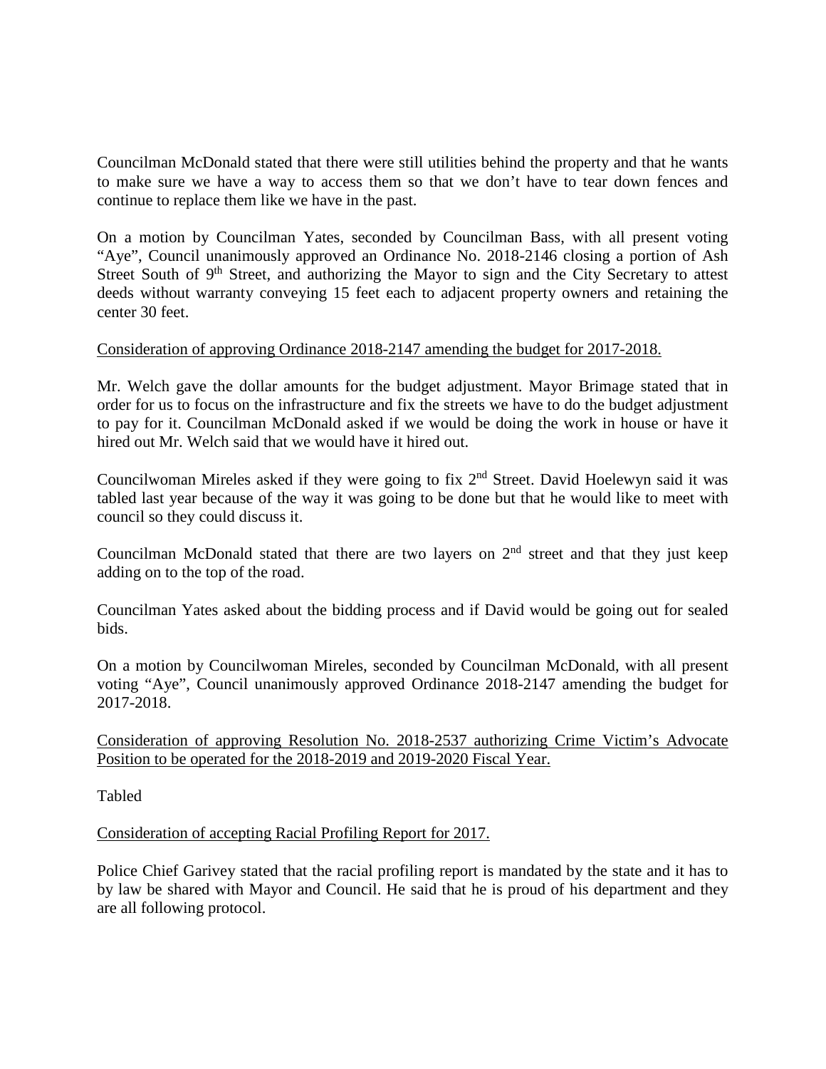Councilman McDonald stated that there were still utilities behind the property and that he wants to make sure we have a way to access them so that we don't have to tear down fences and continue to replace them like we have in the past.

On a motion by Councilman Yates, seconded by Councilman Bass, with all present voting "Aye", Council unanimously approved an Ordinance No. 2018-2146 closing a portion of Ash Street South of 9th Street, and authorizing the Mayor to sign and the City Secretary to attest deeds without warranty conveying 15 feet each to adjacent property owners and retaining the center 30 feet.

Consideration of approving Ordinance 2018-2147 amending the budget for 2017-2018.

Mr. Welch gave the dollar amounts for the budget adjustment. Mayor Brimage stated that in order for us to focus on the infrastructure and fix the streets we have to do the budget adjustment to pay for it. Councilman McDonald asked if we would be doing the work in house or have it hired out Mr. Welch said that we would have it hired out.

Councilwoman Mireles asked if they were going to fix 2nd Street. David Hoelewyn said it was tabled last year because of the way it was going to be done but that he would like to meet with council so they could discuss it.

Councilman McDonald stated that there are two layers on 2nd street and that they just keep adding on to the top of the road.

Councilman Yates asked about the bidding process and if David would be going out for sealed bids.

On a motion by Councilwoman Mireles, seconded by Councilman McDonald, with all present voting "Aye", Council unanimously approved Ordinance 2018-2147 amending the budget for 2017-2018.

Consideration of approving Resolution No. 2018-2537 authorizing Crime Victim's Advocate Position to be operated for the 2018-2019 and 2019-2020 Fiscal Year.

Tabled

Consideration of accepting Racial Profiling Report for 2017.

Police Chief Garivey stated that the racial profiling report is mandated by the state and it has to by law be shared with Mayor and Council. He said that he is proud of his department and they are all following protocol.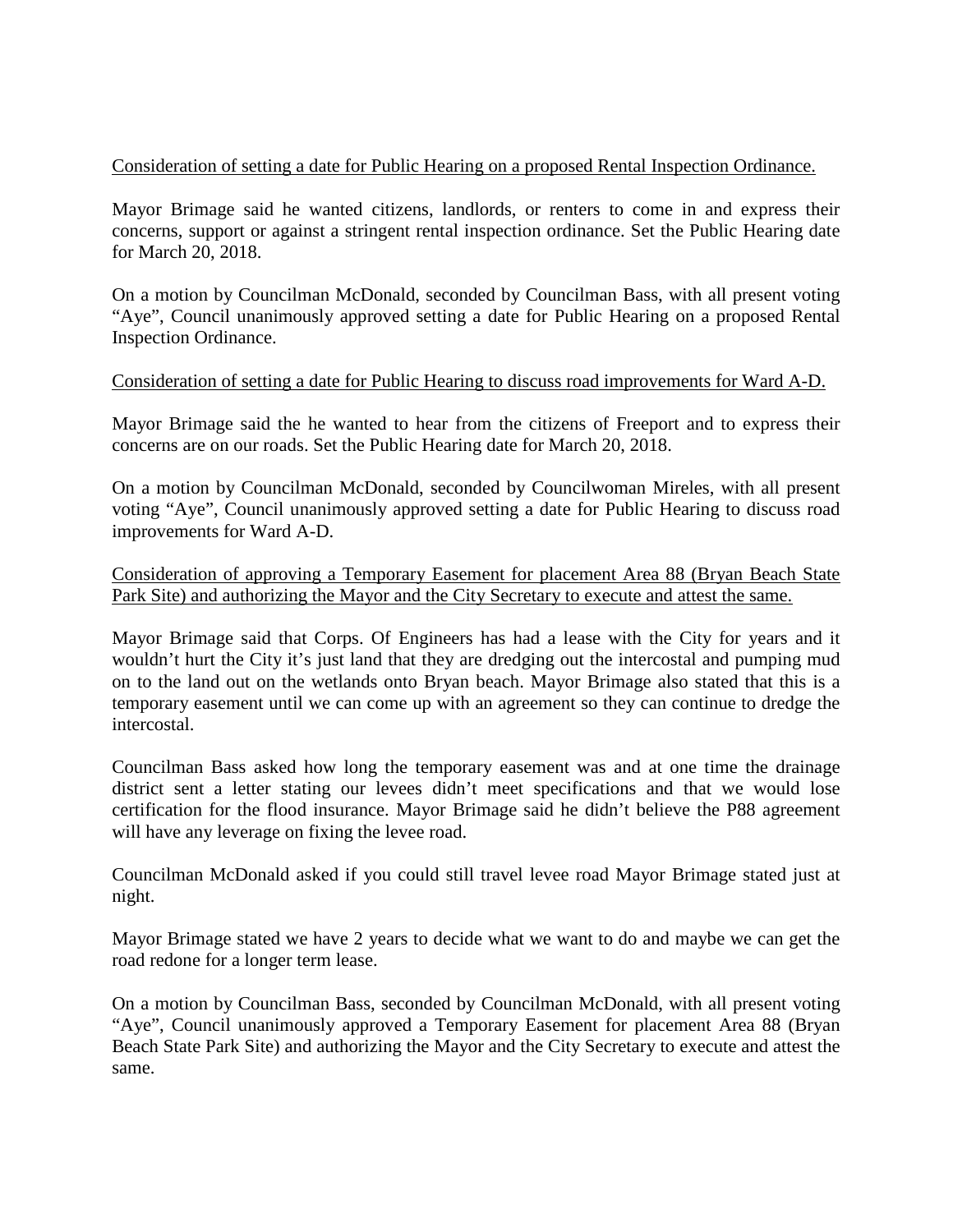Consideration of setting a date for Public Hearing on a proposed Rental Inspection Ordinance.

Mayor Brimage said he wanted citizens, landlords, or renters to come in and express their concerns, support or against a stringent rental inspection ordinance. Set the Public Hearing date for March 20, 2018.

On a motion by Councilman McDonald, seconded by Councilman Bass, with all present voting "Aye", Council unanimously approved setting a date for Public Hearing on a proposed Rental Inspection Ordinance.

Consideration of setting a date for Public Hearing to discuss road improvements for Ward A-D.

Mayor Brimage said the he wanted to hear from the citizens of Freeport and to express their concerns are on our roads. Set the Public Hearing date for March 20, 2018.

On a motion by Councilman McDonald, seconded by Councilwoman Mireles, with all present voting "Aye", Council unanimously approved setting a date for Public Hearing to discuss road improvements for Ward A-D.

Consideration of approving a Temporary Easement for placement Area 88 (Bryan Beach State Park Site) and authorizing the Mayor and the City Secretary to execute and attest the same.

Mayor Brimage said that Corps. Of Engineers has had a lease with the City for years and it wouldn't hurt the City it's just land that they are dredging out the intercostal and pumping mud on to the land out on the wetlands onto Bryan beach. Mayor Brimage also stated that this is a temporary easement until we can come up with an agreement so they can continue to dredge the intercostal.

Councilman Bass asked how long the temporary easement was and at one time the drainage district sent a letter stating our levees didn't meet specifications and that we would lose certification for the flood insurance. Mayor Brimage said he didn't believe the P88 agreement will have any leverage on fixing the levee road.

Councilman McDonald asked if you could still travel levee road Mayor Brimage stated just at night.

Mayor Brimage stated we have 2 years to decide what we want to do and maybe we can get the road redone for a longer term lease.

On a motion by Councilman Bass, seconded by Councilman McDonald, with all present voting "Aye", Council unanimously approved a Temporary Easement for placement Area 88 (Bryan Beach State Park Site) and authorizing the Mayor and the City Secretary to execute and attest the same.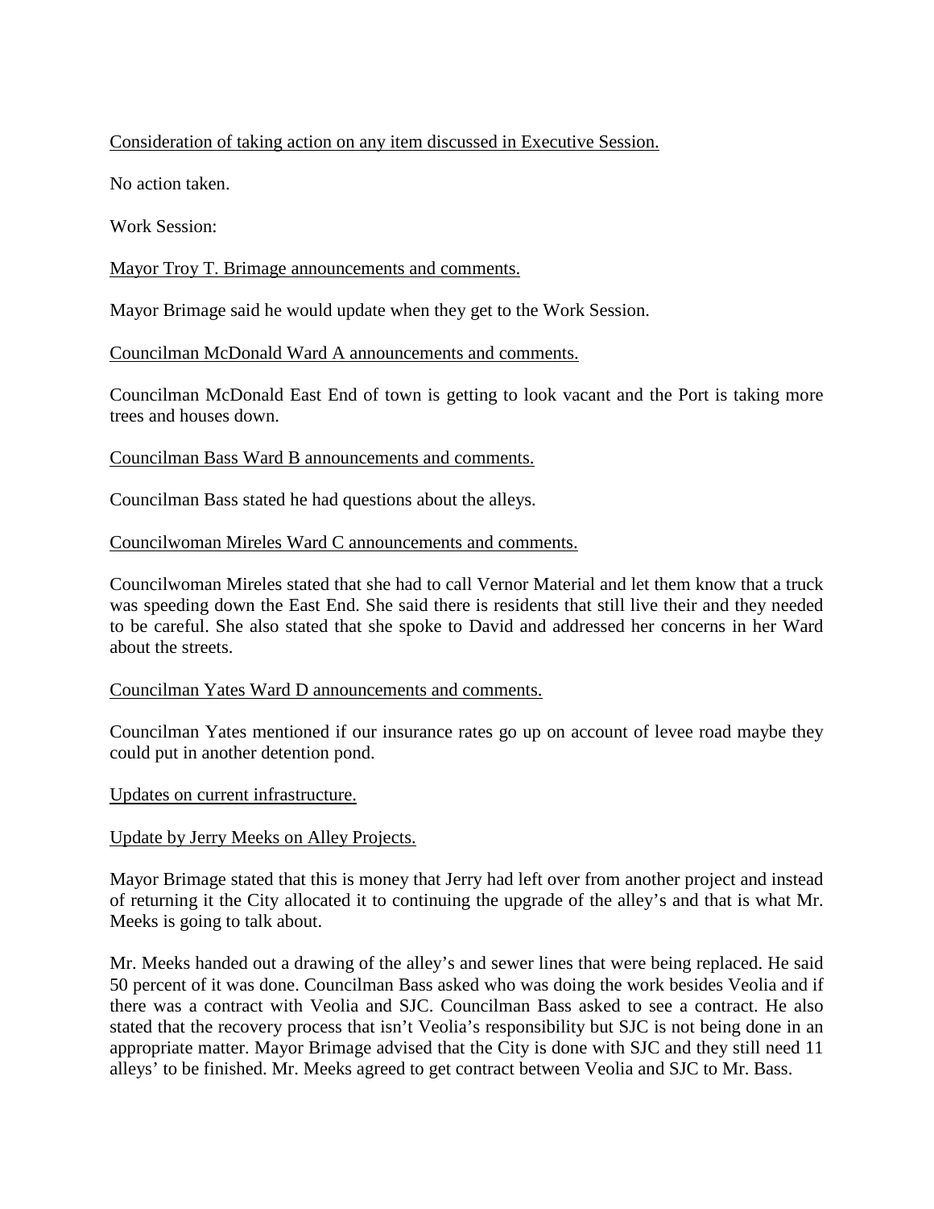Consideration of taking action on any item discussed in Executive Session.

No action taken.

Work Session:

Mayor Troy T. Brimage announcements and comments.

Mayor Brimage said he would update when they get to the Work Session.

Councilman McDonald Ward A announcements and comments.

Councilman McDonald East End of town is getting to look vacant and the Port is taking more trees and houses down.

Councilman Bass Ward B announcements and comments.

Councilman Bass stated he had questions about the alleys.

Councilwoman Mireles Ward C announcements and comments.

Councilwoman Mireles stated that she had to call Vernor Material and let them know that a truck was speeding down the East End. She said there is residents that still live their and they needed to be careful. She also stated that she spoke to David and addressed her concerns in her Ward about the streets.

Councilman Yates Ward D announcements and comments.

Councilman Yates mentioned if our insurance rates go up on account of levee road maybe they could put in another detention pond.

Updates on current infrastructure.

Update by Jerry Meeks on Alley Projects.

Mayor Brimage stated that this is money that Jerry had left over from another project and instead of returning it the City allocated it to continuing the upgrade of the alley's and that is what Mr. Meeks is going to talk about.

Mr. Meeks handed out a drawing of the alley's and sewer lines that were being replaced. He said 50 percent of it was done. Councilman Bass asked who was doing the work besides Veolia and if there was a contract with Veolia and SJC. Councilman Bass asked to see a contract. He also stated that the recovery process that isn't Veolia's responsibility but SJC is not being done in an appropriate matter. Mayor Brimage advised that the City is done with SJC and they still need 11 alleys' to be finished. Mr. Meeks agreed to get contract between Veolia and SJC to Mr. Bass.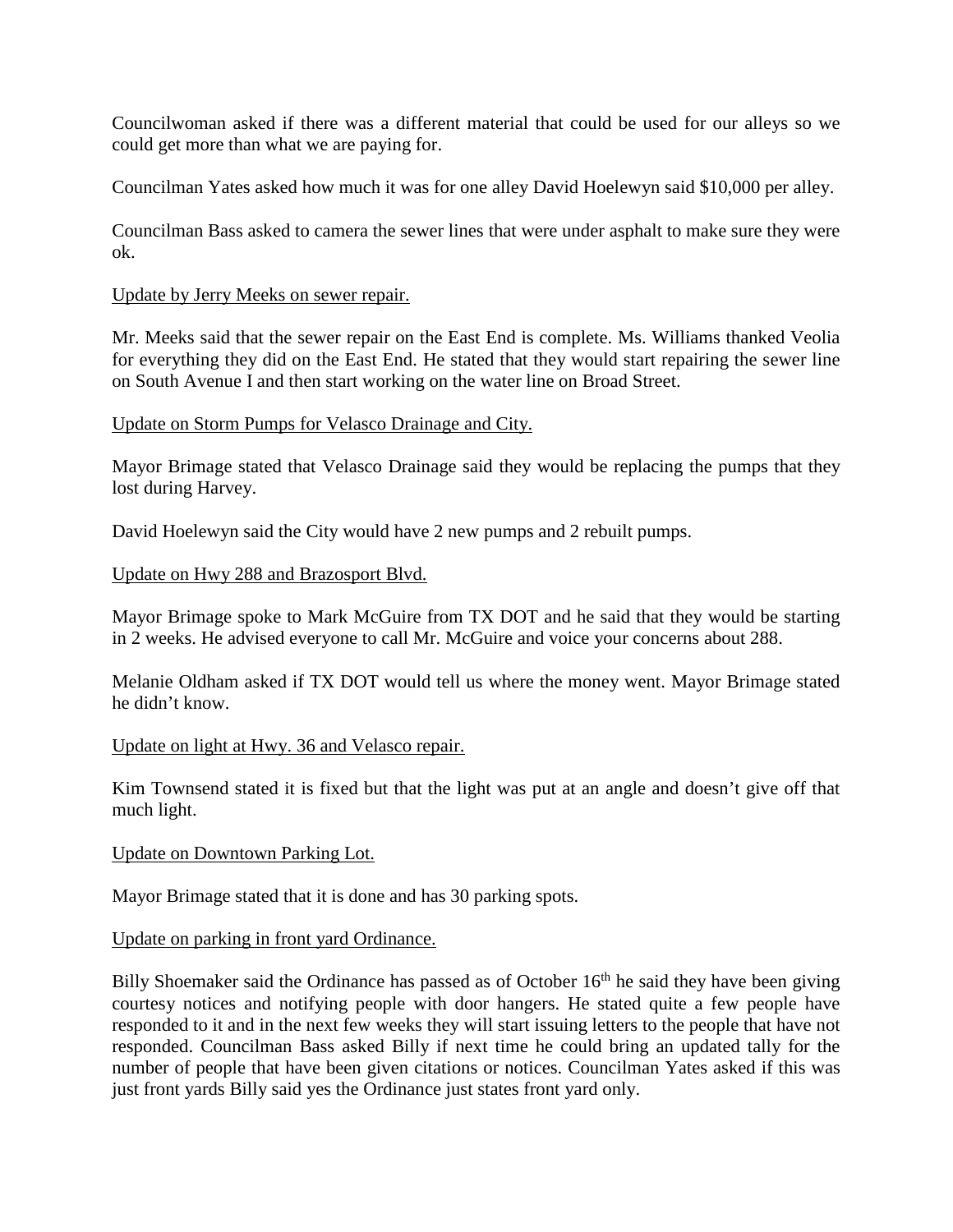Councilwoman asked if there was a different material that could be used for our alleys so we could get more than what we are paying for.

Councilman Yates asked how much it was for one alley David Hoelewyn said $10,000 per alley.

Councilman Bass asked to camera the sewer lines that were under asphalt to make sure they were ok.

<u>Update by Jerry Meeks on sewer repair.</u>

Mr. Meeks said that the sewer repair on the East End is complete. Ms. Williams thanked Veolia for everything they did on the East End. He stated that they would start repairing the sewer line on South Avenue I and then start working on the water line on Broad Street.

<u>Update on Storm Pumps for Velasco Drainage and City.</u>

Mayor Brimage stated that Velasco Drainage said they would be replacing the pumps that they lost during Harvey.

David Hoelewyn said the City would have 2 new pumps and 2 rebuilt pumps.

<u>Update on Hwy 288 and Brazosport Blvd.</u>

Mayor Brimage spoke to Mark McGuire from TX DOT and he said that they would be starting in 2 weeks. He advised everyone to call Mr. McGuire and voice your concerns about 288.

Melanie Oldham asked if TX DOT would tell us where the money went. Mayor Brimage stated he didn't know.

<u>Update on light at Hwy. 36 and Velasco repair.</u>

Kim Townsend stated it is fixed but that the light was put at an angle and doesn't give off that much light.

<u>Update on Downtown Parking Lot.</u>

Mayor Brimage stated that it is done and has 30 parking spots.

<u>Update on parking in front yard Ordinance.</u>

Billy Shoemaker said the Ordinance has passed as of October 16th he said they have been giving courtesy notices and notifying people with door hangers. He stated quite a few people have responded to it and in the next few weeks they will start issuing letters to the people that have not responded. Councilman Bass asked Billy if next time he could bring an updated tally for the number of people that have been given citations or notices. Councilman Yates asked if this was just front yards Billy said yes the Ordinance just states front yard only.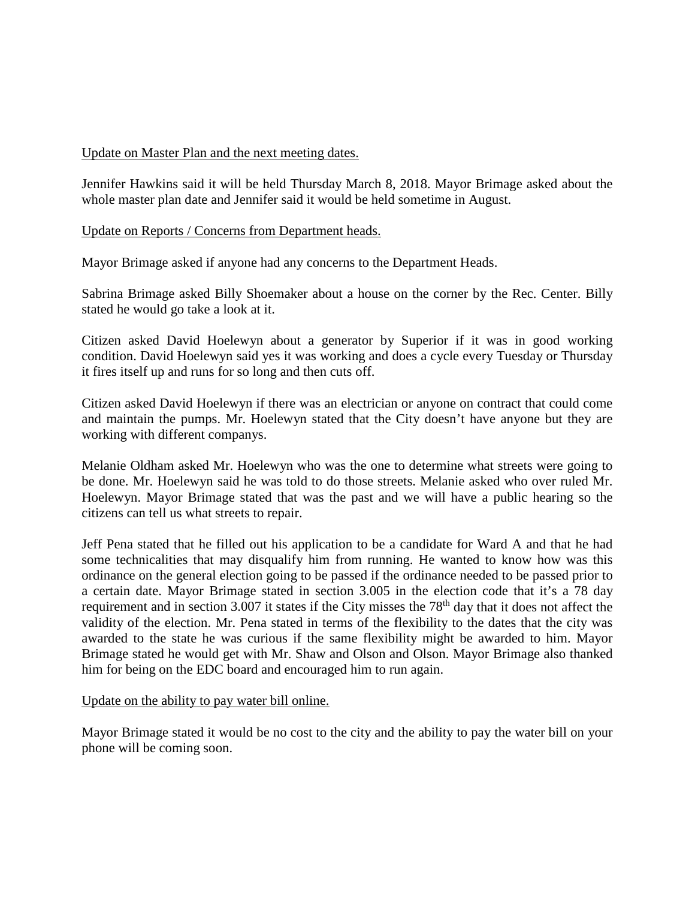Update on Master Plan and the next meeting dates.

Jennifer Hawkins said it will be held Thursday March 8, 2018. Mayor Brimage asked about the whole master plan date and Jennifer said it would be held sometime in August.

Update on Reports / Concerns from Department heads.

Mayor Brimage asked if anyone had any concerns to the Department Heads.

Sabrina Brimage asked Billy Shoemaker about a house on the corner by the Rec. Center. Billy stated he would go take a look at it.

Citizen asked David Hoelewyn about a generator by Superior if it was in good working condition. David Hoelewyn said yes it was working and does a cycle every Tuesday or Thursday it fires itself up and runs for so long and then cuts off.

Citizen asked David Hoelewyn if there was an electrician or anyone on contract that could come and maintain the pumps. Mr. Hoelewyn stated that the City doesn't have anyone but they are working with different companys.

Melanie Oldham asked Mr. Hoelewyn who was the one to determine what streets were going to be done. Mr. Hoelewyn said he was told to do those streets. Melanie asked who over ruled Mr. Hoelewyn. Mayor Brimage stated that was the past and we will have a public hearing so the citizens can tell us what streets to repair.

Jeff Pena stated that he filled out his application to be a candidate for Ward A and that he had some technicalities that may disqualify him from running. He wanted to know how was this ordinance on the general election going to be passed if the ordinance needed to be passed prior to a certain date. Mayor Brimage stated in section 3.005 in the election code that it's a 78 day requirement and in section 3.007 it states if the City misses the 78th day that it does not affect the validity of the election. Mr. Pena stated in terms of the flexibility to the dates that the city was awarded to the state he was curious if the same flexibility might be awarded to him. Mayor Brimage stated he would get with Mr. Shaw and Olson and Olson. Mayor Brimage also thanked him for being on the EDC board and encouraged him to run again.

Update on the ability to pay water bill online.

Mayor Brimage stated it would be no cost to the city and the ability to pay the water bill on your phone will be coming soon.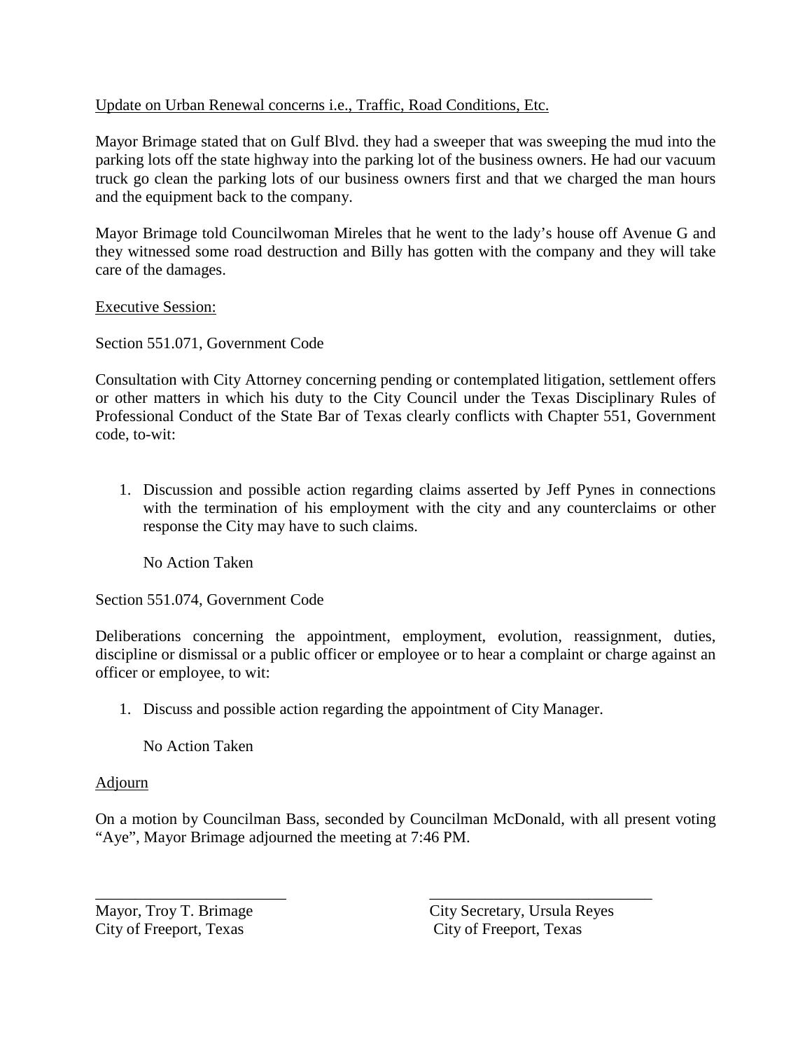Update on Urban Renewal concerns i.e., Traffic, Road Conditions, Etc.

Mayor Brimage stated that on Gulf Blvd. they had a sweeper that was sweeping the mud into the parking lots off the state highway into the parking lot of the business owners. He had our vacuum truck go clean the parking lots of our business owners first and that we charged the man hours and the equipment back to the company.

Mayor Brimage told Councilwoman Mireles that he went to the lady's house off Avenue G and they witnessed some road destruction and Billy has gotten with the company and they will take care of the damages.

Executive Session:

Section 551.071, Government Code

Consultation with City Attorney concerning pending or contemplated litigation, settlement offers or other matters in which his duty to the City Council under the Texas Disciplinary Rules of Professional Conduct of the State Bar of Texas clearly conflicts with Chapter 551, Government code, to-wit:

1. Discussion and possible action regarding claims asserted by Jeff Pynes in connections with the termination of his employment with the city and any counterclaims or other response the City may have to such claims.

   No Action Taken

Section 551.074, Government Code

Deliberations concerning the appointment, employment, evolution, reassignment, duties, discipline or dismissal or a public officer or employee or to hear a complaint or charge against an officer or employee, to wit:

1. Discuss and possible action regarding the appointment of City Manager.

   No Action Taken

Adjourn

On a motion by Councilman Bass, seconded by Councilman McDonald, with all present voting "Aye", Mayor Brimage adjourned the meeting at 7:46 PM.

\_\_\_\_\_\_\_\_\_\_\_\_\_\_\_\_\_\_\_\_\_\_\_\_\_
Mayor, Troy T. Brimage
City of Freeport, Texas

\_\_\_\_\_\_\_\_\_\_\_\_\_\_\_\_\_\_\_\_\_\_\_\_\_
City Secretary, Ursula Reyes
City of Freeport, Texas